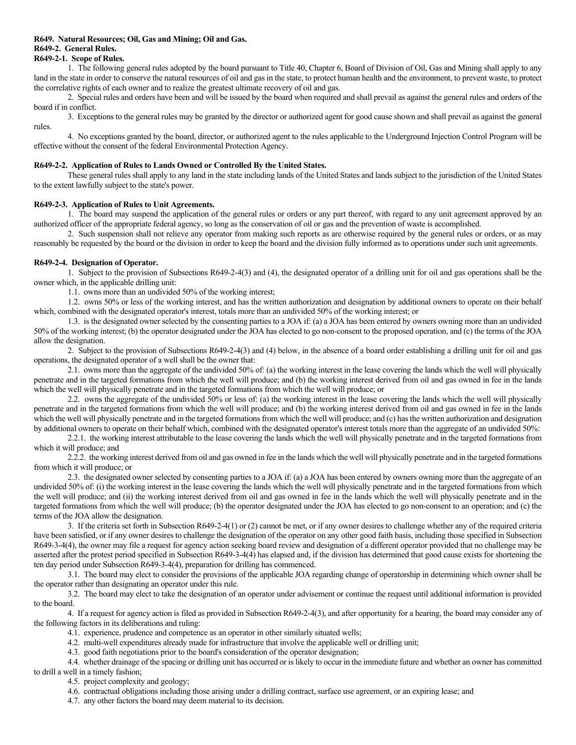**R649. Natural Resources; Oil, Gas and Mining; Oil and Gas.**

**R649-2. General Rules.**

**R649-2-1. Scope of Rules.**

1. The following general rules adopted by the board pursuant to Title 40, Chapter 6, Board of Division of Oil, Gas and Mining shall apply to any land in the state in order to conserve the natural resources of oil and gas in the state, to protect human health and the environment, to prevent waste, to protect the correlative rights of each owner and to realize the greatest ultimate recovery of oil and gas.

2. Special rules and orders have been and will be issued by the board when required and shall prevail as against the general rules and orders of the board if in conflict.

3. Exceptions to the general rules may be granted by the director or authorized agent for good cause shown and shall prevail as against the general rules.

4. No exceptions granted by the board, director, or authorized agent to the rules applicable to the Underground Injection Control Program will be effective without the consent of the federal Environmental Protection Agency.

**R649-2-2. Application of Rules to Lands Owned or Controlled By the United States.**

These general rules shall apply to any land in the state including lands of the United States and lands subject to the jurisdiction of the United States to the extent lawfully subject to the state's power.

**R649-2-3. Application of Rules to Unit Agreements.**

1. The board may suspend the application of the general rules or orders or any part thereof, with regard to any unit agreement approved by an authorized officer of the appropriate federal agency, so long as the conservation of oil or gas and the prevention of waste is accomplished.

2. Such suspension shall not relieve any operator from making such reports as are otherwise required by the general rules or orders, or as may reasonably be requested by the board or the division in order to keep the board and the division fully informed as to operations under such unit agreements.

**R649-2-4. Designation of Operator.**

1. Subject to the provision of Subsections R649-2-4(3) and (4), the designated operator of a drilling unit for oil and gas operations shall be the owner which, in the applicable drilling unit:

1.1. owns more than an undivided 50% of the working interest;

1.2. owns 50% or less of the working interest, and has the written authorization and designation by additional owners to operate on their behalf which, combined with the designated operator's interest, totals more than an undivided 50% of the working interest; or

1.3. is the designated owner selected by the consenting parties to a JOA if: (a) a JOA has been entered by owners owning more than an undivided 50% of the working interest; (b) the operator designated under the JOA has elected to go non-consent to the proposed operation, and (c) the terms of the JOA allow the designation.

2. Subject to the provision of Subsections R649-2-4(3) and (4) below, in the absence of a board order establishing a drilling unit for oil and gas operations, the designated operator of a well shall be the owner that:

2.1. owns more than the aggregate of the undivided 50% of: (a) the working interest in the lease covering the lands which the well will physically penetrate and in the targeted formations from which the well will produce; and (b) the working interest derived from oil and gas owned in fee in the lands which the well will physically penetrate and in the targeted formations from which the well will produce; or

2.2. owns the aggregate of the undivided 50% or less of: (a) the working interest in the lease covering the lands which the well will physically penetrate and in the targeted formations from which the well will produce; and (b) the working interest derived from oil and gas owned in fee in the lands which the well will physically penetrate and in the targeted formations from which the well will produce; and (c) has the written authorization and designation by additional owners to operate on their behalf which, combined with the designated operator's interest totals more than the aggregate of an undivided 50%:

2.2.1. the working interest attributable to the lease covering the lands which the well will physically penetrate and in the targeted formations from which it will produce; and

2.2.2. the working interest derived from oil and gas owned in fee in the lands which the well will physically penetrate and in the targeted formations from which it will produce; or

2.3. the designated owner selected by consenting parties to a JOA if: (a) a JOA has been entered by owners owning more than the aggregate of an undivided 50% of: (i) the working interest in the lease covering the lands which the well will physically penetrate and in the targeted formations from which the well will produce; and (ii) the working interest derived from oil and gas owned in fee in the lands which the well will physically penetrate and in the targeted formations from which the well will produce; (b) the operator designated under the JOA has elected to go non-consent to an operation; and (c) the terms of the JOA allow the designation.

3. If the criteria set forth in Subsection R649-2-4(1) or (2) cannot be met, or if any owner desires to challenge whether any of the required criteria have been satisfied, or if any owner desires to challenge the designation of the operator on any other good faith basis, including those specified in Subsection R649-3-4(4), the owner may file a request for agency action seeking board review and designation of a different operator provided that no challenge may be asserted after the protest period specified in Subsection R649-3-4(4) has elapsed and, if the division has determined that good cause exists for shortening the ten day period under Subsection R649-3-4(4), preparation for drilling has commenced.

3.1. The board may elect to consider the provisions of the applicable JOA regarding change of operatorship in determining which owner shall be the operator rather than designating an operator under this rule.

3.2. The board may elect to take the designation of an operator under advisement or continue the request until additional information is provided to the board.

4. If a request for agency action is filed as provided in Subsection R649-2-4(3), and after opportunity for a hearing, the board may consider any of the following factors in its deliberations and ruling:

4.1. experience, prudence and competence as an operator in other similarly situated wells;

4.2. multi-well expenditures already made for infrastructure that involve the applicable well or drilling unit;

4.3. good faith negotiations prior to the board's consideration of the operator designation;

4.4. whether drainage of the spacing or drilling unit has occurred or is likely to occur in the immediate future and whether an owner has committed to drill a well in a timely fashion;

4.5. project complexity and geology;

4.6. contractual obligations including those arising under a drilling contract, surface use agreement, or an expiring lease; and

4.7. any other factors the board may deem material to its decision.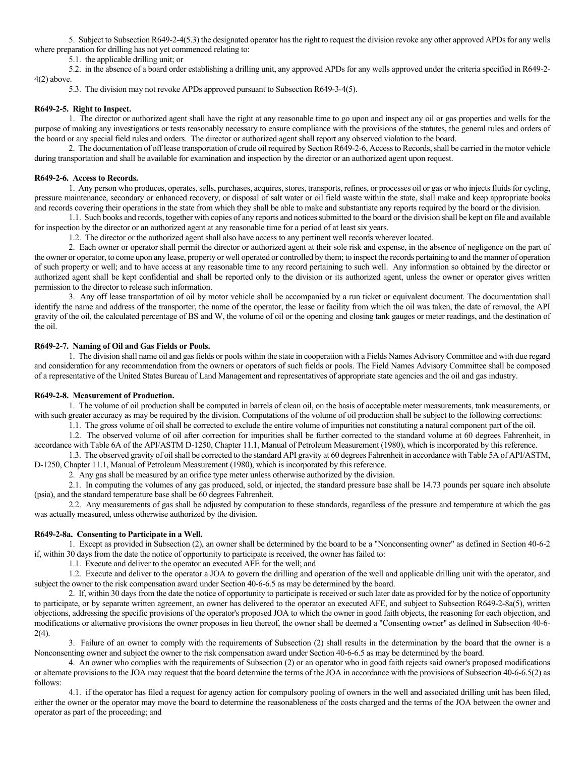5. Subject to Subsection R649-2-4(5.3) the designated operator has the right to request the division revoke any other approved APDs for any wells where preparation for drilling has not yet commenced relating to:

5.1. the applicable drilling unit; or

5.2. in the absence of a board order establishing a drilling unit, any approved APDs for any wells approved under the criteria specified in R649-2-4(2) above.

5.3. The division may not revoke APDs approved pursuant to Subsection R649-3-4(5).

**R649-2-5. Right to Inspect.**

1. The director or authorized agent shall have the right at any reasonable time to go upon and inspect any oil or gas properties and wells for the purpose of making any investigations or tests reasonably necessary to ensure compliance with the provisions of the statutes, the general rules and orders of the board or any special field rules and orders. The director or authorized agent shall report any observed violation to the board.

2. The documentation of off lease transportation of crude oil required by Section R649-2-6, Access to Records, shall be carried in the motor vehicle during transportation and shall be available for examination and inspection by the director or an authorized agent upon request.

**R649-2-6. Access to Records.**

1. Any person who produces, operates, sells, purchases, acquires, stores, transports, refines, or processes oil or gas or who injects fluids for cycling, pressure maintenance, secondary or enhanced recovery, or disposal of salt water or oil field waste within the state, shall make and keep appropriate books and records covering their operations in the state from which they shall be able to make and substantiate any reports required by the board or the division.

1.1. Such books and records, together with copies of any reports and notices submitted to the board or the division shall be kept on file and available for inspection by the director or an authorized agent at any reasonable time for a period of at least six years.

1.2. The director or the authorized agent shall also have access to any pertinent well records wherever located.

2. Each owner or operator shall permit the director or authorized agent at their sole risk and expense, in the absence of negligence on the part of the owner or operator, to come upon any lease, property or well operated or controlled by them; to inspect the records pertaining to and the manner of operation of such property or well; and to have access at any reasonable time to any record pertaining to such well. Any information so obtained by the director or authorized agent shall be kept confidential and shall be reported only to the division or its authorized agent, unless the owner or operator gives written permission to the director to release such information.

3. Any off lease transportation of oil by motor vehicle shall be accompanied by a run ticket or equivalent document. The documentation shall identify the name and address of the transporter, the name of the operator, the lease or facility from which the oil was taken, the date of removal, the API gravity of the oil, the calculated percentage of BS and W, the volume of oil or the opening and closing tank gauges or meter readings, and the destination of the oil.

**R649-2-7. Naming of Oil and Gas Fields or Pools.**

1. The division shall name oil and gas fields or pools within the state in cooperation with a Fields Names Advisory Committee and with due regard and consideration for any recommendation from the owners or operators of such fields or pools. The Field Names Advisory Committee shall be composed of a representative of the United States Bureau of Land Management and representatives of appropriate state agencies and the oil and gas industry.

**R649-2-8. Measurement of Production.**

1. The volume of oil production shall be computed in barrels of clean oil, on the basis of acceptable meter measurements, tank measurements, or with such greater accuracy as may be required by the division. Computations of the volume of oil production shall be subject to the following corrections:

1.1. The gross volume of oil shall be corrected to exclude the entire volume of impurities not constituting a natural component part of the oil.

1.2. The observed volume of oil after correction for impurities shall be further corrected to the standard volume at 60 degrees Fahrenheit, in accordance with Table 6A of the API/ASTM D-1250, Chapter 11.1, Manual of Petroleum Measurement (1980), which is incorporated by this reference.

1.3. The observed gravity of oil shall be corrected to the standard API gravity at 60 degrees Fahrenheit in accordance with Table 5A of API/ASTM, D-1250, Chapter 11.1, Manual of Petroleum Measurement (1980), which is incorporated by this reference.

2. Any gas shall be measured by an orifice type meter unless otherwise authorized by the division.

2.1. In computing the volumes of any gas produced, sold, or injected, the standard pressure base shall be 14.73 pounds per square inch absolute (psia), and the standard temperature base shall be 60 degrees Fahrenheit.

2.2. Any measurements of gas shall be adjusted by computation to these standards, regardless of the pressure and temperature at which the gas was actually measured, unless otherwise authorized by the division.

**R649-2-8a. Consenting to Participate in a Well.**

1. Except as provided in Subsection (2), an owner shall be determined by the board to be a "Nonconsenting owner" as defined in Section 40-6-2 if, within 30 days from the date the notice of opportunity to participate is received, the owner has failed to:

1.1. Execute and deliver to the operator an executed AFE for the well; and

1.2. Execute and deliver to the operator a JOA to govern the drilling and operation of the well and applicable drilling unit with the operator, and subject the owner to the risk compensation award under Section 40-6-6.5 as may be determined by the board.

2. If, within 30 days from the date the notice of opportunity to participate is received or such later date as provided for by the notice of opportunity to participate, or by separate written agreement, an owner has delivered to the operator an executed AFE, and subject to Subsection R649-2-8a(5), written objections, addressing the specific provisions of the operator's proposed JOA to which the owner in good faith objects, the reasoning for each objection, and modifications or alternative provisions the owner proposes in lieu thereof, the owner shall be deemed a "Consenting owner" as defined in Subsection 40-6-2(4).

3. Failure of an owner to comply with the requirements of Subsection (2) shall results in the determination by the board that the owner is a Nonconsenting owner and subject the owner to the risk compensation award under Section 40-6-6.5 as may be determined by the board.

4. An owner who complies with the requirements of Subsection (2) or an operator who in good faith rejects said owner's proposed modifications or alternate provisions to the JOA may request that the board determine the terms of the JOA in accordance with the provisions of Subsection 40-6-6.5(2) as follows:

4.1. if the operator has filed a request for agency action for compulsory pooling of owners in the well and associated drilling unit has been filed, either the owner or the operator may move the board to determine the reasonableness of the costs charged and the terms of the JOA between the owner and operator as part of the proceeding; and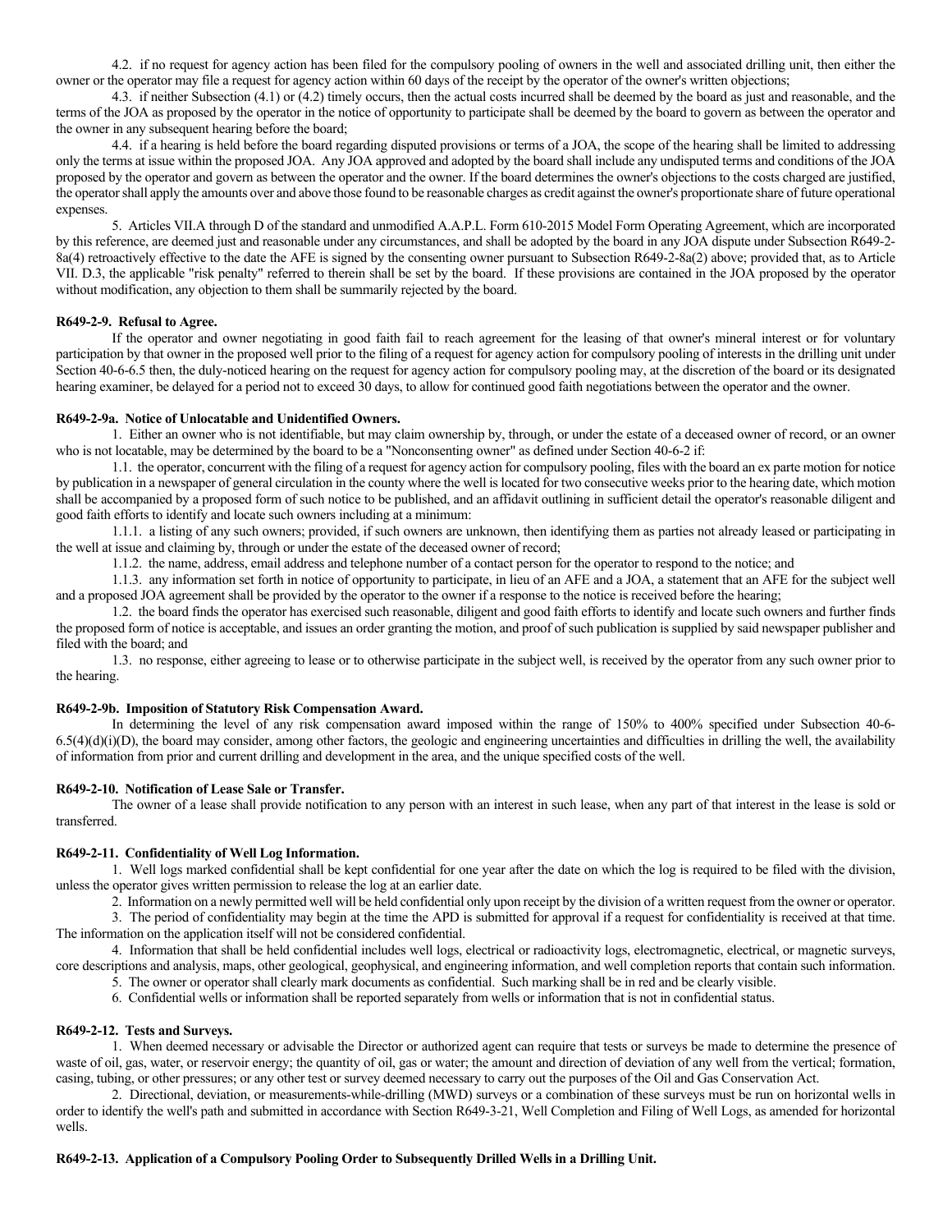4.2. if no request for agency action has been filed for the compulsory pooling of owners in the well and associated drilling unit, then either the owner or the operator may file a request for agency action within 60 days of the receipt by the operator of the owner's written objections;

4.3. if neither Subsection (4.1) or (4.2) timely occurs, then the actual costs incurred shall be deemed by the board as just and reasonable, and the terms of the JOA as proposed by the operator in the notice of opportunity to participate shall be deemed by the board to govern as between the operator and the owner in any subsequent hearing before the board;

4.4. if a hearing is held before the board regarding disputed provisions or terms of a JOA, the scope of the hearing shall be limited to addressing only the terms at issue within the proposed JOA. Any JOA approved and adopted by the board shall include any undisputed terms and conditions of the JOA proposed by the operator and govern as between the operator and the owner. If the board determines the owner's objections to the costs charged are justified, the operator shall apply the amounts over and above those found to be reasonable charges as credit against the owner's proportionate share of future operational expenses.

5. Articles VII.A through D of the standard and unmodified A.A.P.L. Form 610-2015 Model Form Operating Agreement, which are incorporated by this reference, are deemed just and reasonable under any circumstances, and shall be adopted by the board in any JOA dispute under Subsection R649-2-8a(4) retroactively effective to the date the AFE is signed by the consenting owner pursuant to Subsection R649-2-8a(2) above; provided that, as to Article VII. D.3, the applicable "risk penalty" referred to therein shall be set by the board. If these provisions are contained in the JOA proposed by the operator without modification, any objection to them shall be summarily rejected by the board.

**R649-2-9. Refusal to Agree.**

If the operator and owner negotiating in good faith fail to reach agreement for the leasing of that owner's mineral interest or for voluntary participation by that owner in the proposed well prior to the filing of a request for agency action for compulsory pooling of interests in the drilling unit under Section 40-6-6.5 then, the duly-noticed hearing on the request for agency action for compulsory pooling may, at the discretion of the board or its designated hearing examiner, be delayed for a period not to exceed 30 days, to allow for continued good faith negotiations between the operator and the owner.

**R649-2-9a. Notice of Unlocatable and Unidentified Owners.**

1. Either an owner who is not identifiable, but may claim ownership by, through, or under the estate of a deceased owner of record, or an owner who is not locatable, may be determined by the board to be a "Nonconsenting owner" as defined under Section 40-6-2 if:

1.1. the operator, concurrent with the filing of a request for agency action for compulsory pooling, files with the board an ex parte motion for notice by publication in a newspaper of general circulation in the county where the well is located for two consecutive weeks prior to the hearing date, which motion shall be accompanied by a proposed form of such notice to be published, and an affidavit outlining in sufficient detail the operator's reasonable diligent and good faith efforts to identify and locate such owners including at a minimum:

1.1.1. a listing of any such owners; provided, if such owners are unknown, then identifying them as parties not already leased or participating in the well at issue and claiming by, through or under the estate of the deceased owner of record;

1.1.2. the name, address, email address and telephone number of a contact person for the operator to respond to the notice; and

1.1.3. any information set forth in notice of opportunity to participate, in lieu of an AFE and a JOA, a statement that an AFE for the subject well and a proposed JOA agreement shall be provided by the operator to the owner if a response to the notice is received before the hearing;

1.2. the board finds the operator has exercised such reasonable, diligent and good faith efforts to identify and locate such owners and further finds the proposed form of notice is acceptable, and issues an order granting the motion, and proof of such publication is supplied by said newspaper publisher and filed with the board; and

1.3. no response, either agreeing to lease or to otherwise participate in the subject well, is received by the operator from any such owner prior to the hearing.

**R649-2-9b. Imposition of Statutory Risk Compensation Award.**

In determining the level of any risk compensation award imposed within the range of 150% to 400% specified under Subsection 40-6-6.5(4)(d)(i)(D), the board may consider, among other factors, the geologic and engineering uncertainties and difficulties in drilling the well, the availability of information from prior and current drilling and development in the area, and the unique specified costs of the well.

**R649-2-10. Notification of Lease Sale or Transfer.**

The owner of a lease shall provide notification to any person with an interest in such lease, when any part of that interest in the lease is sold or transferred.

**R649-2-11. Confidentiality of Well Log Information.**

1. Well logs marked confidential shall be kept confidential for one year after the date on which the log is required to be filed with the division, unless the operator gives written permission to release the log at an earlier date.

2. Information on a newly permitted well will be held confidential only upon receipt by the division of a written request from the owner or operator.

3. The period of confidentiality may begin at the time the APD is submitted for approval if a request for confidentiality is received at that time. The information on the application itself will not be considered confidential.

4. Information that shall be held confidential includes well logs, electrical or radioactivity logs, electromagnetic, electrical, or magnetic surveys, core descriptions and analysis, maps, other geological, geophysical, and engineering information, and well completion reports that contain such information.

5. The owner or operator shall clearly mark documents as confidential. Such marking shall be in red and be clearly visible.

6. Confidential wells or information shall be reported separately from wells or information that is not in confidential status.

**R649-2-12. Tests and Surveys.**

1. When deemed necessary or advisable the Director or authorized agent can require that tests or surveys be made to determine the presence of waste of oil, gas, water, or reservoir energy; the quantity of oil, gas or water; the amount and direction of deviation of any well from the vertical; formation, casing, tubing, or other pressures; or any other test or survey deemed necessary to carry out the purposes of the Oil and Gas Conservation Act.

2. Directional, deviation, or measurements-while-drilling (MWD) surveys or a combination of these surveys must be run on horizontal wells in order to identify the well's path and submitted in accordance with Section R649-3-21, Well Completion and Filing of Well Logs, as amended for horizontal wells.

**R649-2-13. Application of a Compulsory Pooling Order to Subsequently Drilled Wells in a Drilling Unit.**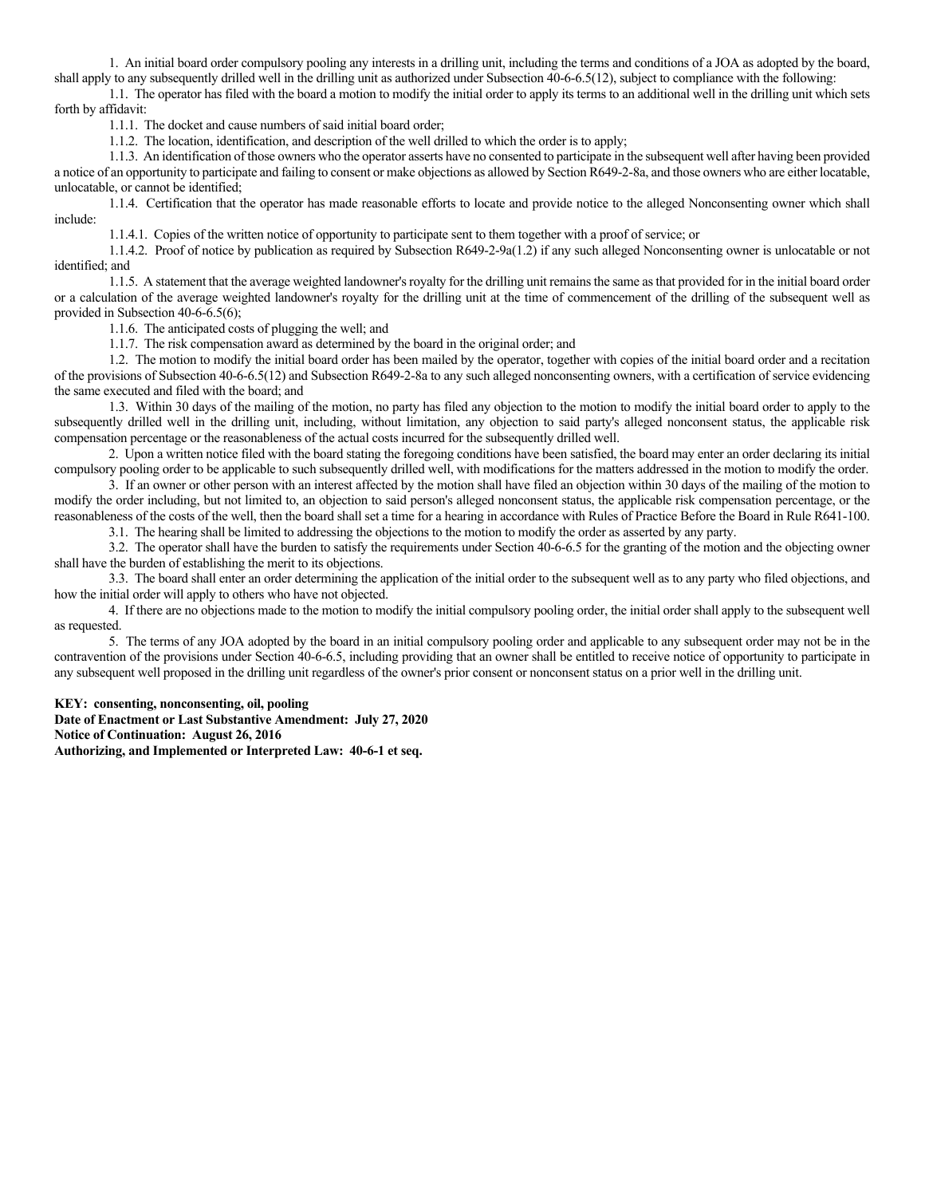1. An initial board order compulsory pooling any interests in a drilling unit, including the terms and conditions of a JOA as adopted by the board, shall apply to any subsequently drilled well in the drilling unit as authorized under Subsection 40-6-6.5(12), subject to compliance with the following:

1.1. The operator has filed with the board a motion to modify the initial order to apply its terms to an additional well in the drilling unit which sets forth by affidavit:

1.1.1. The docket and cause numbers of said initial board order;

1.1.2. The location, identification, and description of the well drilled to which the order is to apply;

1.1.3. An identification of those owners who the operator asserts have no consented to participate in the subsequent well after having been provided a notice of an opportunity to participate and failing to consent or make objections as allowed by Section R649-2-8a, and those owners who are either locatable, unlocatable, or cannot be identified;

1.1.4. Certification that the operator has made reasonable efforts to locate and provide notice to the alleged Nonconsenting owner which shall include:

1.1.4.1. Copies of the written notice of opportunity to participate sent to them together with a proof of service; or

1.1.4.2. Proof of notice by publication as required by Subsection R649-2-9a(1.2) if any such alleged Nonconsenting owner is unlocatable or not identified; and

1.1.5. A statement that the average weighted landowner's royalty for the drilling unit remains the same as that provided for in the initial board order or a calculation of the average weighted landowner's royalty for the drilling unit at the time of commencement of the drilling of the subsequent well as provided in Subsection 40-6-6.5(6);

1.1.6. The anticipated costs of plugging the well; and

1.1.7. The risk compensation award as determined by the board in the original order; and

1.2. The motion to modify the initial board order has been mailed by the operator, together with copies of the initial board order and a recitation of the provisions of Subsection 40-6-6.5(12) and Subsection R649-2-8a to any such alleged nonconsenting owners, with a certification of service evidencing the same executed and filed with the board; and

1.3. Within 30 days of the mailing of the motion, no party has filed any objection to the motion to modify the initial board order to apply to the subsequently drilled well in the drilling unit, including, without limitation, any objection to said party's alleged nonconsent status, the applicable risk compensation percentage or the reasonableness of the actual costs incurred for the subsequently drilled well.

2. Upon a written notice filed with the board stating the foregoing conditions have been satisfied, the board may enter an order declaring its initial compulsory pooling order to be applicable to such subsequently drilled well, with modifications for the matters addressed in the motion to modify the order.

3. If an owner or other person with an interest affected by the motion shall have filed an objection within 30 days of the mailing of the motion to modify the order including, but not limited to, an objection to said person's alleged nonconsent status, the applicable risk compensation percentage, or the reasonableness of the costs of the well, then the board shall set a time for a hearing in accordance with Rules of Practice Before the Board in Rule R641-100.

3.1. The hearing shall be limited to addressing the objections to the motion to modify the order as asserted by any party.

3.2. The operator shall have the burden to satisfy the requirements under Section 40-6-6.5 for the granting of the motion and the objecting owner shall have the burden of establishing the merit to its objections.

3.3. The board shall enter an order determining the application of the initial order to the subsequent well as to any party who filed objections, and how the initial order will apply to others who have not objected.

4. If there are no objections made to the motion to modify the initial compulsory pooling order, the initial order shall apply to the subsequent well as requested.

5. The terms of any JOA adopted by the board in an initial compulsory pooling order and applicable to any subsequent order may not be in the contravention of the provisions under Section 40-6-6.5, including providing that an owner shall be entitled to receive notice of opportunity to participate in any subsequent well proposed in the drilling unit regardless of the owner's prior consent or nonconsent status on a prior well in the drilling unit.

**KEY: consenting, nonconsenting, oil, pooling**
**Date of Enactment or Last Substantive Amendment: July 27, 2020**
**Notice of Continuation: August 26, 2016**
**Authorizing, and Implemented or Interpreted Law: 40-6-1 et seq.**